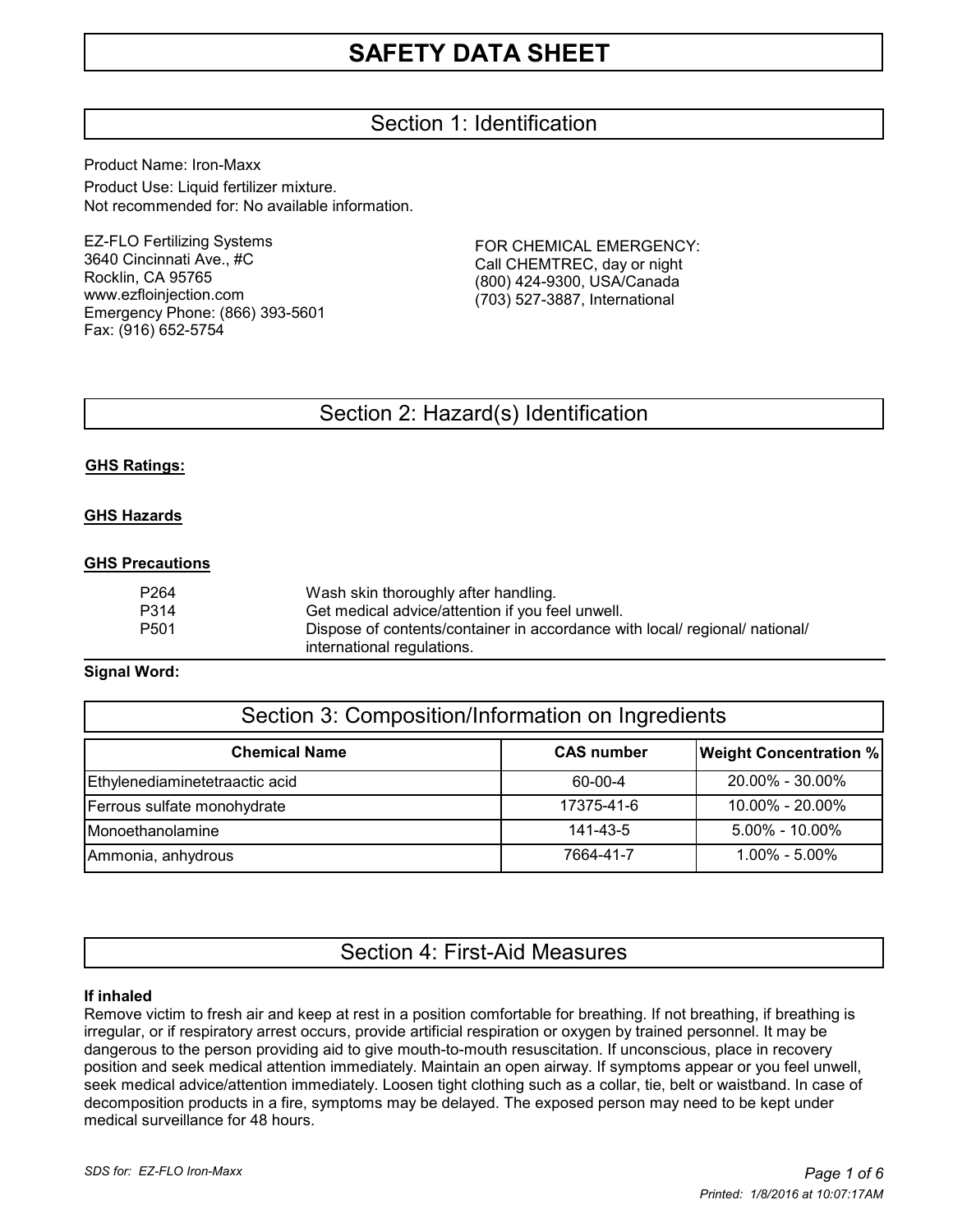# SAFETY DATA SHEET

## Section 1: Identification

Product Name: Iron-Maxx

Product Use: Liquid fertilizer mixture.
Not recommended for: No available information.

EZ-FLO Fertilizing Systems
3640 Cincinnati Ave., #C
Rocklin, CA 95765
www.ezfloinjection.com
Emergency Phone: (866) 393-5601
Fax: (916) 652-5754

FOR CHEMICAL EMERGENCY:
Call CHEMTREC, day or night
(800) 424-9300, USA/Canada
(703) 527-3887, International

## Section 2: Hazard(s) Identification

**GHS Ratings:**

**GHS Hazards**

**GHS Precautions**

| | |
|---|---|
| P264 | Wash skin thoroughly after handling. |
| P314 | Get medical advice/attention if you feel unwell. |
| P501 | Dispose of contents/container in accordance with local/ regional/ national/ international regulations. |

**Signal Word:**

## Section 3: Composition/Information on Ingredients

| Chemical Name | CAS number | Weight Concentration % |
|---|---|---|
| Ethylenediaminetetraactic acid | 60-00-4 | 20.00% - 30.00% |
| Ferrous sulfate monohydrate | 17375-41-6 | 10.00% - 20.00% |
| Monoethanolamine | 141-43-5 | 5.00% - 10.00% |
| Ammonia, anhydrous | 7664-41-7 | 1.00% - 5.00% |

## Section 4: First-Aid Measures

**If inhaled**

Remove victim to fresh air and keep at rest in a position comfortable for breathing. If not breathing, if breathing is irregular, or if respiratory arrest occurs, provide artificial respiration or oxygen by trained personnel. It may be dangerous to the person providing aid to give mouth-to-mouth resuscitation. If unconscious, place in recovery position and seek medical attention immediately. Maintain an open airway. If symptoms appear or you feel unwell, seek medical advice/attention immediately. Loosen tight clothing such as a collar, tie, belt or waistband. In case of decomposition products in a fire, symptoms may be delayed. The exposed person may need to be kept under medical surveillance for 48 hours.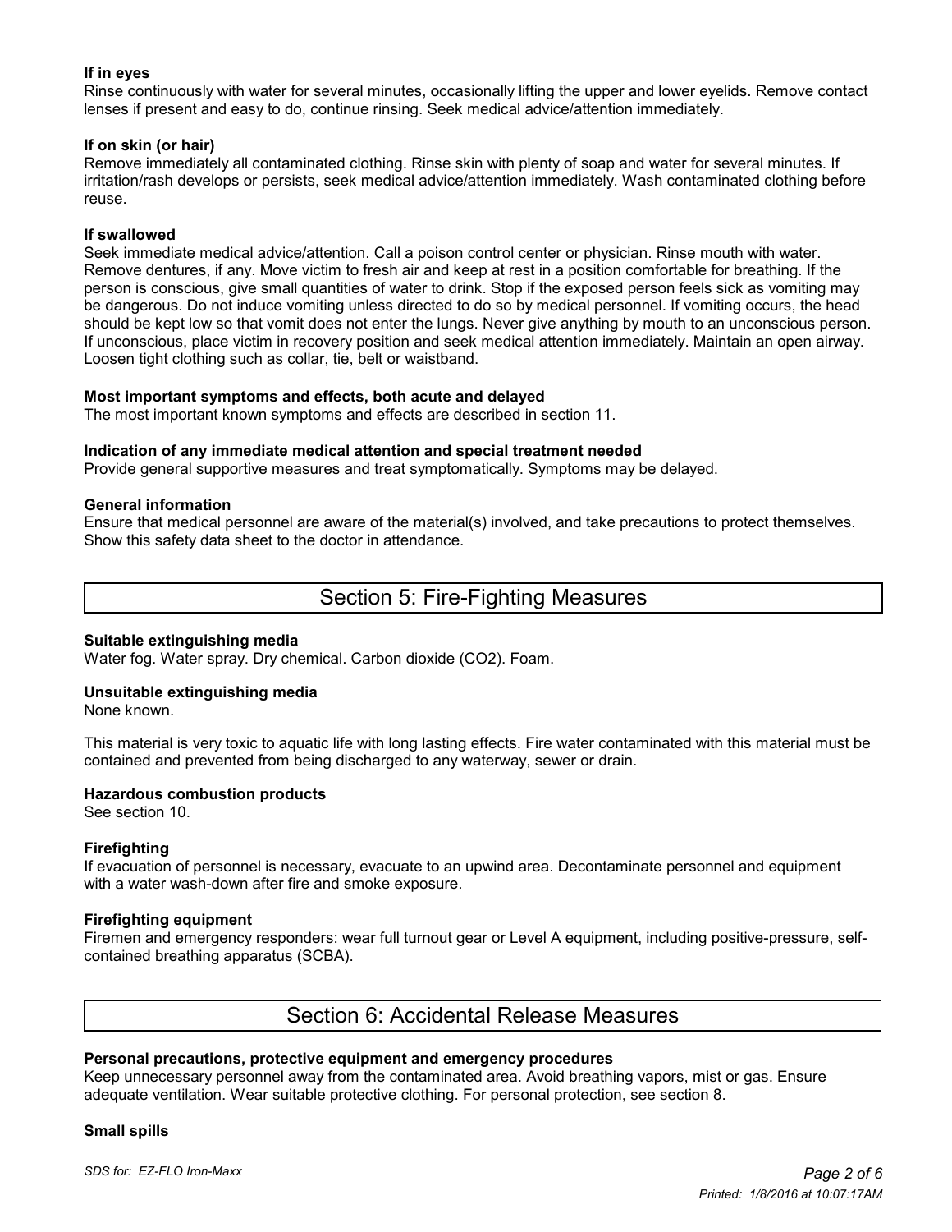**If in eyes**

Rinse continuously with water for several minutes, occasionally lifting the upper and lower eyelids. Remove contact lenses if present and easy to do, continue rinsing. Seek medical advice/attention immediately.

**If on skin (or hair)**

Remove immediately all contaminated clothing. Rinse skin with plenty of soap and water for several minutes. If irritation/rash develops or persists, seek medical advice/attention immediately. Wash contaminated clothing before reuse.

**If swallowed**

Seek immediate medical advice/attention. Call a poison control center or physician. Rinse mouth with water. Remove dentures, if any. Move victim to fresh air and keep at rest in a position comfortable for breathing. If the person is conscious, give small quantities of water to drink. Stop if the exposed person feels sick as vomiting may be dangerous. Do not induce vomiting unless directed to do so by medical personnel. If vomiting occurs, the head should be kept low so that vomit does not enter the lungs. Never give anything by mouth to an unconscious person. If unconscious, place victim in recovery position and seek medical attention immediately. Maintain an open airway. Loosen tight clothing such as collar, tie, belt or waistband.

**Most important symptoms and effects, both acute and delayed**

The most important known symptoms and effects are described in section 11.

**Indication of any immediate medical attention and special treatment needed**

Provide general supportive measures and treat symptomatically. Symptoms may be delayed.

**General information**

Ensure that medical personnel are aware of the material(s) involved, and take precautions to protect themselves. Show this safety data sheet to the doctor in attendance.

## Section 5: Fire-Fighting Measures

**Suitable extinguishing media**

Water fog. Water spray. Dry chemical. Carbon dioxide ($CO_2$). Foam.

**Unsuitable extinguishing media**

None known.

This material is very toxic to aquatic life with long lasting effects. Fire water contaminated with this material must be contained and prevented from being discharged to any waterway, sewer or drain.

**Hazardous combustion products**

See section 10.

**Firefighting**

If evacuation of personnel is necessary, evacuate to an upwind area. Decontaminate personnel and equipment with a water wash-down after fire and smoke exposure.

**Firefighting equipment**

Firemen and emergency responders: wear full turnout gear or Level A equipment, including positive-pressure, self-contained breathing apparatus (SCBA).

## Section 6: Accidental Release Measures

**Personal precautions, protective equipment and emergency procedures**

Keep unnecessary personnel away from the contaminated area. Avoid breathing vapors, mist or gas. Ensure adequate ventilation. Wear suitable protective clothing. For personal protection, see section 8.

**Small spills**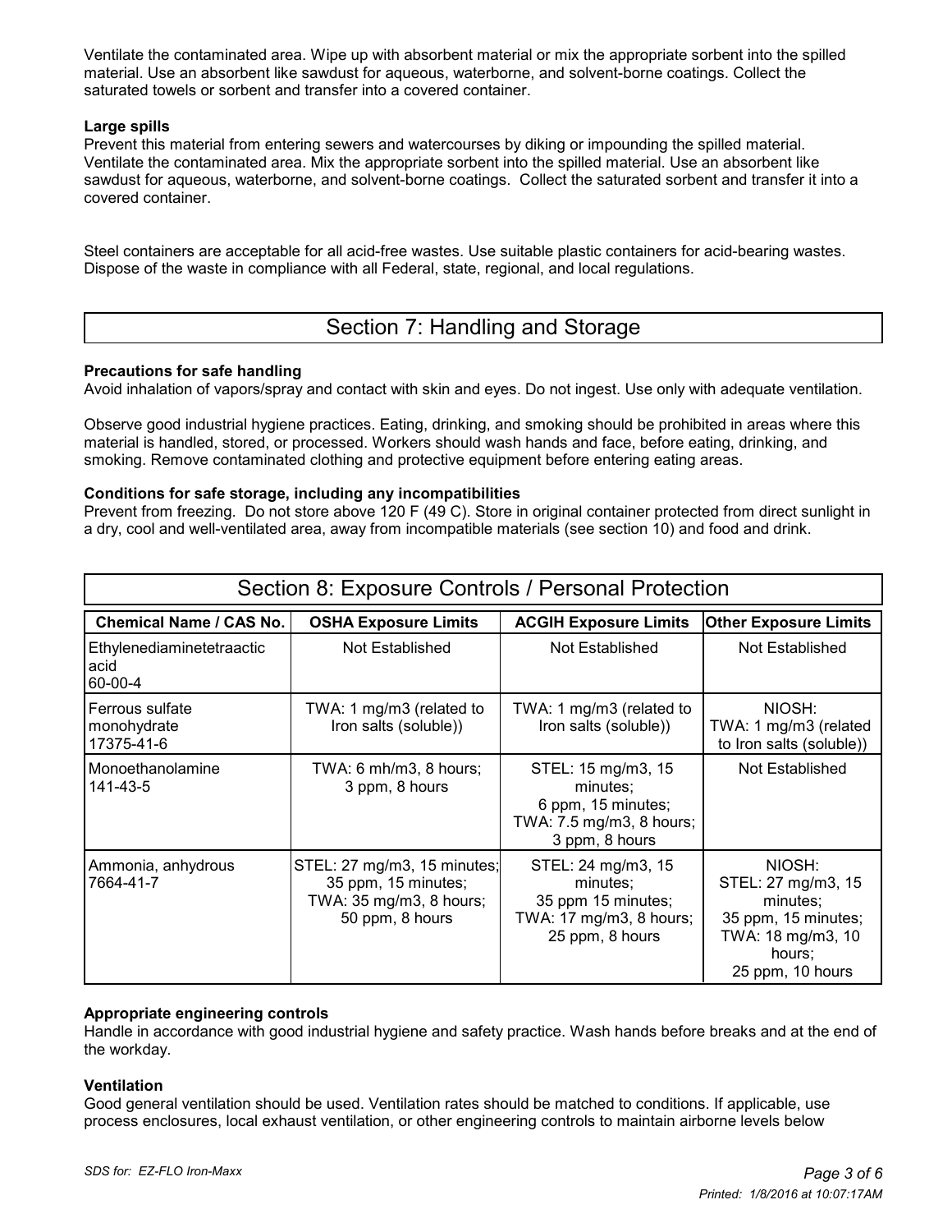Ventilate the contaminated area. Wipe up with absorbent material or mix the appropriate sorbent into the spilled material. Use an absorbent like sawdust for aqueous, waterborne, and solvent-borne coatings. Collect the saturated towels or sorbent and transfer into a covered container.

**Large spills**

Prevent this material from entering sewers and watercourses by diking or impounding the spilled material. Ventilate the contaminated area. Mix the appropriate sorbent into the spilled material. Use an absorbent like sawdust for aqueous, waterborne, and solvent-borne coatings. Collect the saturated sorbent and transfer it into a covered container.

Steel containers are acceptable for all acid-free wastes. Use suitable plastic containers for acid-bearing wastes. Dispose of the waste in compliance with all Federal, state, regional, and local regulations.

## Section 7: Handling and Storage

**Precautions for safe handling**

Avoid inhalation of vapors/spray and contact with skin and eyes. Do not ingest. Use only with adequate ventilation.

Observe good industrial hygiene practices. Eating, drinking, and smoking should be prohibited in areas where this material is handled, stored, or processed. Workers should wash hands and face, before eating, drinking, and smoking. Remove contaminated clothing and protective equipment before entering eating areas.

**Conditions for safe storage, including any incompatibilities**

Prevent from freezing. Do not store above 120 F (49 C). Store in original container protected from direct sunlight in a dry, cool and well-ventilated area, away from incompatible materials (see section 10) and food and drink.

## Section 8: Exposure Controls / Personal Protection

| Chemical Name / CAS No. | OSHA Exposure Limits | ACGIH Exposure Limits | Other Exposure Limits |
|---|---|---|---|
| Ethylenediaminetetraactic acid 60-00-4 | Not Established | Not Established | Not Established |
| Ferrous sulfate monohydrate 17375-41-6 | TWA: 1 mg/m3 (related to Iron salts (soluble)) | TWA: 1 mg/m3 (related to Iron salts (soluble)) | NIOSH: TWA: 1 mg/m3 (related to Iron salts (soluble)) |
| Monoethanolamine 141-43-5 | TWA: 6 mh/m3, 8 hours; 3 ppm, 8 hours | STEL: 15 mg/m3, 15 minutes; 6 ppm, 15 minutes; TWA: 7.5 mg/m3, 8 hours; 3 ppm, 8 hours | Not Established |
| Ammonia, anhydrous 7664-41-7 | STEL: 27 mg/m3, 15 minutes; 35 ppm, 15 minutes; TWA: 35 mg/m3, 8 hours; 50 ppm, 8 hours | STEL: 24 mg/m3, 15 minutes; 35 ppm 15 minutes; TWA: 17 mg/m3, 8 hours; 25 ppm, 8 hours | NIOSH: STEL: 27 mg/m3, 15 minutes; 35 ppm, 15 minutes; TWA: 18 mg/m3, 10 hours; 25 ppm, 10 hours |

**Appropriate engineering controls**

Handle in accordance with good industrial hygiene and safety practice. Wash hands before breaks and at the end of the workday.

**Ventilation**

Good general ventilation should be used. Ventilation rates should be matched to conditions. If applicable, use process enclosures, local exhaust ventilation, or other engineering controls to maintain airborne levels below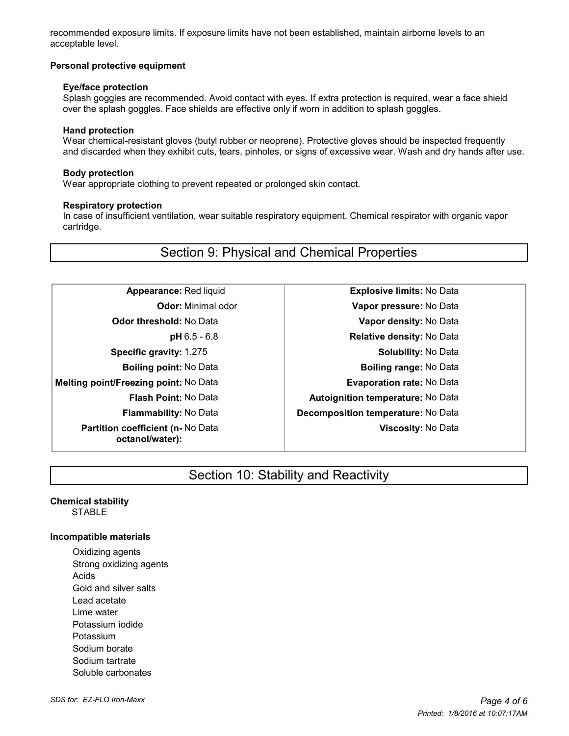recommended exposure limits. If exposure limits have not been established, maintain airborne levels to an acceptable level.

**Personal protective equipment**

**Eye/face protection**
Splash goggles are recommended. Avoid contact with eyes. If extra protection is required, wear a face shield over the splash goggles. Face shields are effective only if worn in addition to splash goggles.

**Hand protection**
Wear chemical-resistant gloves (butyl rubber or neoprene). Protective gloves should be inspected frequently and discarded when they exhibit cuts, tears, pinholes, or signs of excessive wear. Wash and dry hands after use.

**Body protection**
Wear appropriate clothing to prevent repeated or prolonged skin contact.

**Respiratory protection**
In case of insufficient ventilation, wear suitable respiratory equipment. Chemical respirator with organic vapor cartridge.

## Section 9: Physical and Chemical Properties

| Property | Value | Property | Value |
|---|---|---|---|
| **Appearance:** | Red liquid | **Explosive limits:** | No Data |
| **Odor:** | Minimal odor | **Vapor pressure:** | No Data |
| **Odor threshold:** | No Data | **Vapor density:** | No Data |
| **pH** | 6.5 - 6.8 | **Relative density:** | No Data |
| **Specific gravity:** | 1.275 | **Solubility:** | No Data |
| **Boiling point:** | No Data | **Boiling range:** | No Data |
| **Melting point/Freezing point:** | No Data | **Evaporation rate:** | No Data |
| **Flash Point:** | No Data | **Autoignition temperature:** | No Data |
| **Flammability:** | No Data | **Decomposition temperature:** | No Data |
| **Partition coefficient (n-octanol/water):** | No Data | **Viscosity:** | No Data |

## Section 10: Stability and Reactivity

**Chemical stability**

STABLE

**Incompatible materials**

- Oxidizing agents
- Strong oxidizing agents
- Acids
- Gold and silver salts
- Lead acetate
- Lime water
- Potassium iodide
- Potassium
- Sodium borate
- Sodium tartrate
- Soluble carbonates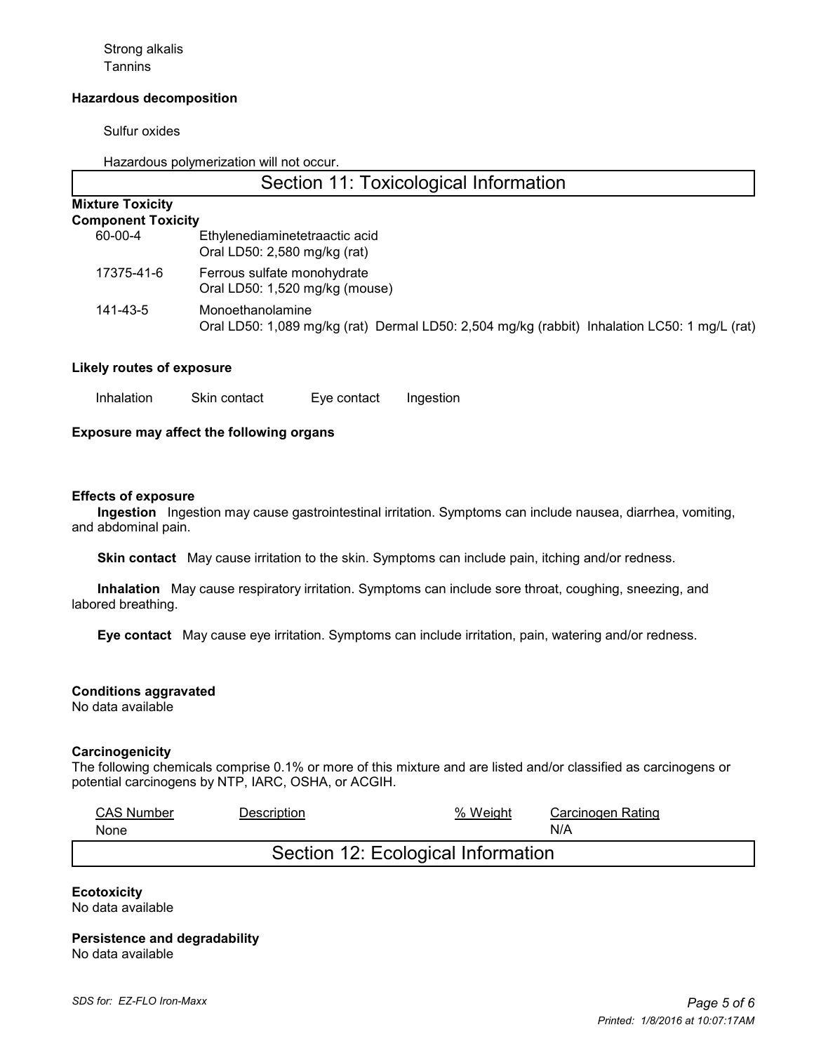Strong alkalis
Tannins

**Hazardous decomposition**

Sulfur oxides

Hazardous polymerization will not occur.

## Section 11: Toxicological Information

**Mixture Toxicity**

**Component Toxicity**

| | |
|---|---|
| 60-00-4 | Ethylenediaminetetraactic acid<br>Oral LD50: 2,580 mg/kg (rat) |
| 17375-41-6 | Ferrous sulfate monohydrate<br>Oral LD50: 1,520 mg/kg (mouse) |
| 141-43-5 | Monoethanolamine<br>Oral LD50: 1,089 mg/kg (rat) Dermal LD50: 2,504 mg/kg (rabbit) Inhalation LC50: 1 mg/L (rat) |

**Likely routes of exposure**

Inhalation    Skin contact    Eye contact    Ingestion

**Exposure may affect the following organs**

**Effects of exposure**

**Ingestion** Ingestion may cause gastrointestinal irritation. Symptoms can include nausea, diarrhea, vomiting, and abdominal pain.

**Skin contact** May cause irritation to the skin. Symptoms can include pain, itching and/or redness.

**Inhalation** May cause respiratory irritation. Symptoms can include sore throat, coughing, sneezing, and labored breathing.

**Eye contact** May cause eye irritation. Symptoms can include irritation, pain, watering and/or redness.

**Conditions aggravated**

No data available

**Carcinogenicity**

The following chemicals comprise 0.1% or more of this mixture and are listed and/or classified as carcinogens or potential carcinogens by NTP, IARC, OSHA, or ACGIH.

| CAS Number | Description | % Weight | Carcinogen Rating |
|---|---|---|---|
| None | | | N/A |

## Section 12: Ecological Information

**Ecotoxicity**

No data available

**Persistence and degradability**

No data available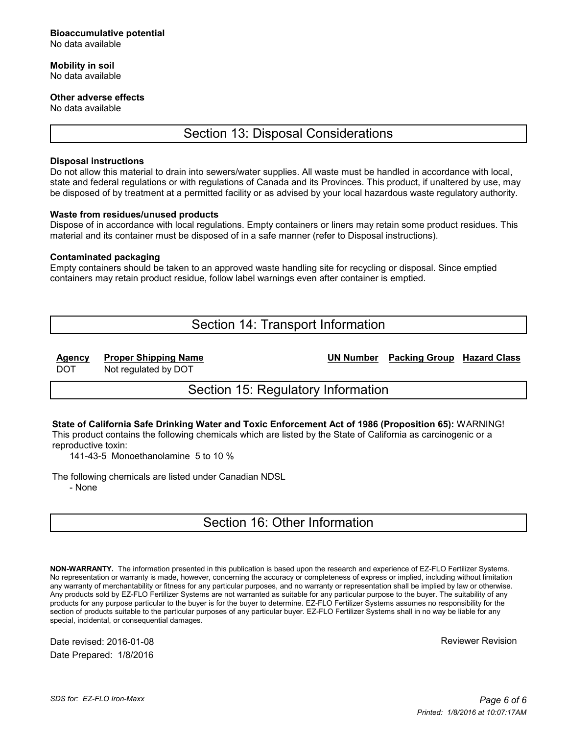**Bioaccumulative potential**
No data available

**Mobility in soil**
No data available

**Other adverse effects**
No data available

## Section 13: Disposal Considerations

**Disposal instructions**
Do not allow this material to drain into sewers/water supplies. All waste must be handled in accordance with local, state and federal regulations or with regulations of Canada and its Provinces. This product, if unaltered by use, may be disposed of by treatment at a permitted facility or as advised by your local hazardous waste regulatory authority.

**Waste from residues/unused products**
Dispose of in accordance with local regulations. Empty containers or liners may retain some product residues. This material and its container must be disposed of in a safe manner (refer to Disposal instructions).

**Contaminated packaging**
Empty containers should be taken to an approved waste handling site for recycling or disposal. Since emptied containers may retain product residue, follow label warnings even after container is emptied.

## Section 14: Transport Information

| Agency | Proper Shipping Name | UN Number | Packing Group | Hazard Class |
|---|---|---|---|---|
| DOT | Not regulated by DOT | | | |

## Section 15: Regulatory Information

**State of California Safe Drinking Water and Toxic Enforcement Act of 1986 (Proposition 65):** WARNING! This product contains the following chemicals which are listed by the State of California as carcinogenic or a reproductive toxin:

141-43-5 Monoethanolamine 5 to 10 %

The following chemicals are listed under Canadian NDSL

- None

## Section 16: Other Information

**NON-WARRANTY.** The information presented in this publication is based upon the research and experience of EZ-FLO Fertilizer Systems. No representation or warranty is made, however, concerning the accuracy or completeness of express or implied, including without limitation any warranty of merchantability or fitness for any particular purposes, and no warranty or representation shall be implied by law or otherwise. Any products sold by EZ-FLO Fertilizer Systems are not warranted as suitable for any particular purpose to the buyer. The suitability of any products for any purpose particular to the buyer is for the buyer to determine. EZ-FLO Fertilizer Systems assumes no responsibility for the section of products suitable to the particular purposes of any particular buyer. EZ-FLO Fertilizer Systems shall in no way be liable for any special, incidental, or consequential damages.

Date revised: 2016-01-08

Reviewer Revision

Date Prepared: 1/8/2016